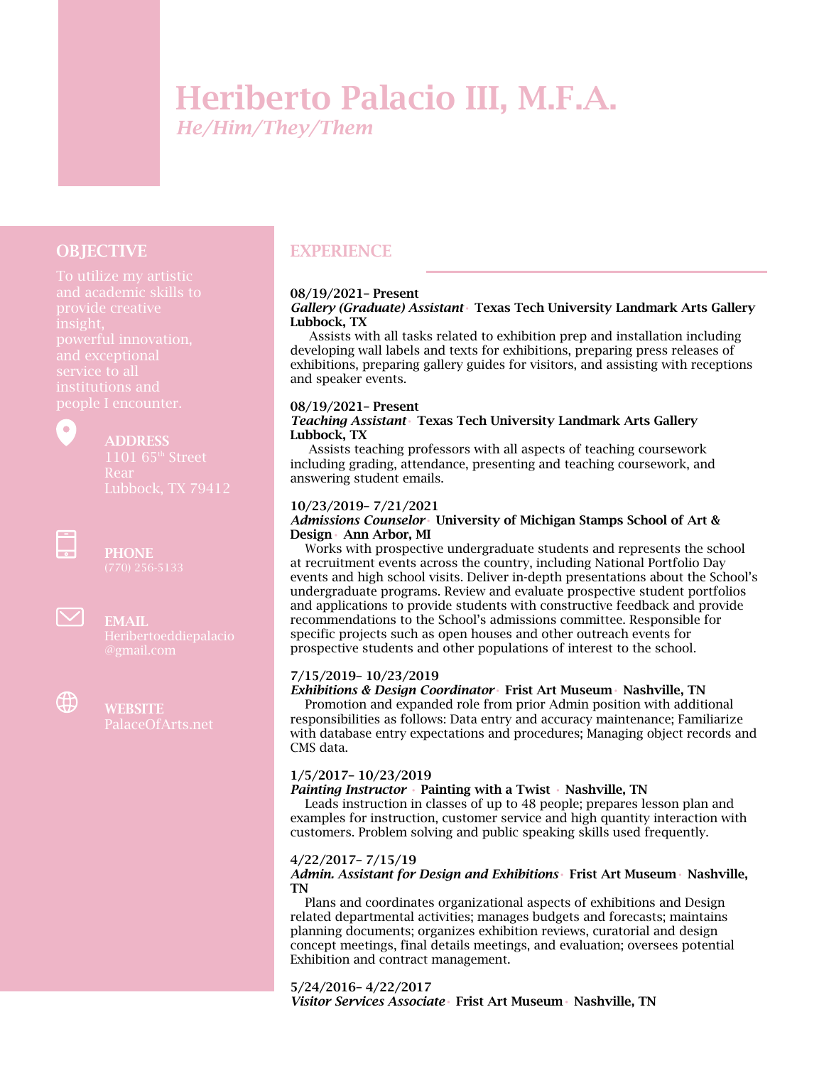# Heriberto Palacio III, M.F.A.

*He/Him/They/Them*

## OBJECTIVE

To utilize my artistic and academic skills to provide creative insight, powerful innovation, and exceptional service to all institutions and people I encounter.

**ADDRESS**
1101 65th Street Rear
Lubbock, TX 79412

**PHONE**
(770) 256-5133

**EMAIL**
Heribertoeddiepalacio@gmail.com

**WEBSITE**
PalaceOfArts.net

## EXPERIENCE

**08/19/2021– Present**
***Gallery (Graduate) Assistant*** · **Texas Tech University Landmark Arts Gallery Lubbock, TX**
Assists with all tasks related to exhibition prep and installation including developing wall labels and texts for exhibitions, preparing press releases of exhibitions, preparing gallery guides for visitors, and assisting with receptions and speaker events.

**08/19/2021– Present**
***Teaching Assistant*** · **Texas Tech University Landmark Arts Gallery Lubbock, TX**
Assists teaching professors with all aspects of teaching coursework including grading, attendance, presenting and teaching coursework, and answering student emails.

**10/23/2019– 7/21/2021**
***Admissions Counselor*** · **University of Michigan Stamps School of Art & Design** · **Ann Arbor, MI**
Works with prospective undergraduate students and represents the school at recruitment events across the country, including National Portfolio Day events and high school visits. Deliver in-depth presentations about the School's undergraduate programs. Review and evaluate prospective student portfolios and applications to provide students with constructive feedback and provide recommendations to the School's admissions committee. Responsible for specific projects such as open houses and other outreach events for prospective students and other populations of interest to the school.

**7/15/2019– 10/23/2019**
***Exhibitions & Design Coordinator*** · **Frist Art Museum** · **Nashville, TN**
Promotion and expanded role from prior Admin position with additional responsibilities as follows: Data entry and accuracy maintenance; Familiarize with database entry expectations and procedures; Managing object records and CMS data.

**1/5/2017– 10/23/2019**
***Painting Instructor*** · **Painting with a Twist** · **Nashville, TN**
Leads instruction in classes of up to 48 people; prepares lesson plan and examples for instruction, customer service and high quantity interaction with customers. Problem solving and public speaking skills used frequently.

**4/22/2017– 7/15/19**
***Admin. Assistant for Design and Exhibitions*** · **Frist Art Museum** · **Nashville, TN**
Plans and coordinates organizational aspects of exhibitions and Design related departmental activities; manages budgets and forecasts; maintains planning documents; organizes exhibition reviews, curatorial and design concept meetings, final details meetings, and evaluation; oversees potential Exhibition and contract management.

**5/24/2016– 4/22/2017**
***Visitor Services Associate*** · **Frist Art Museum** · **Nashville, TN**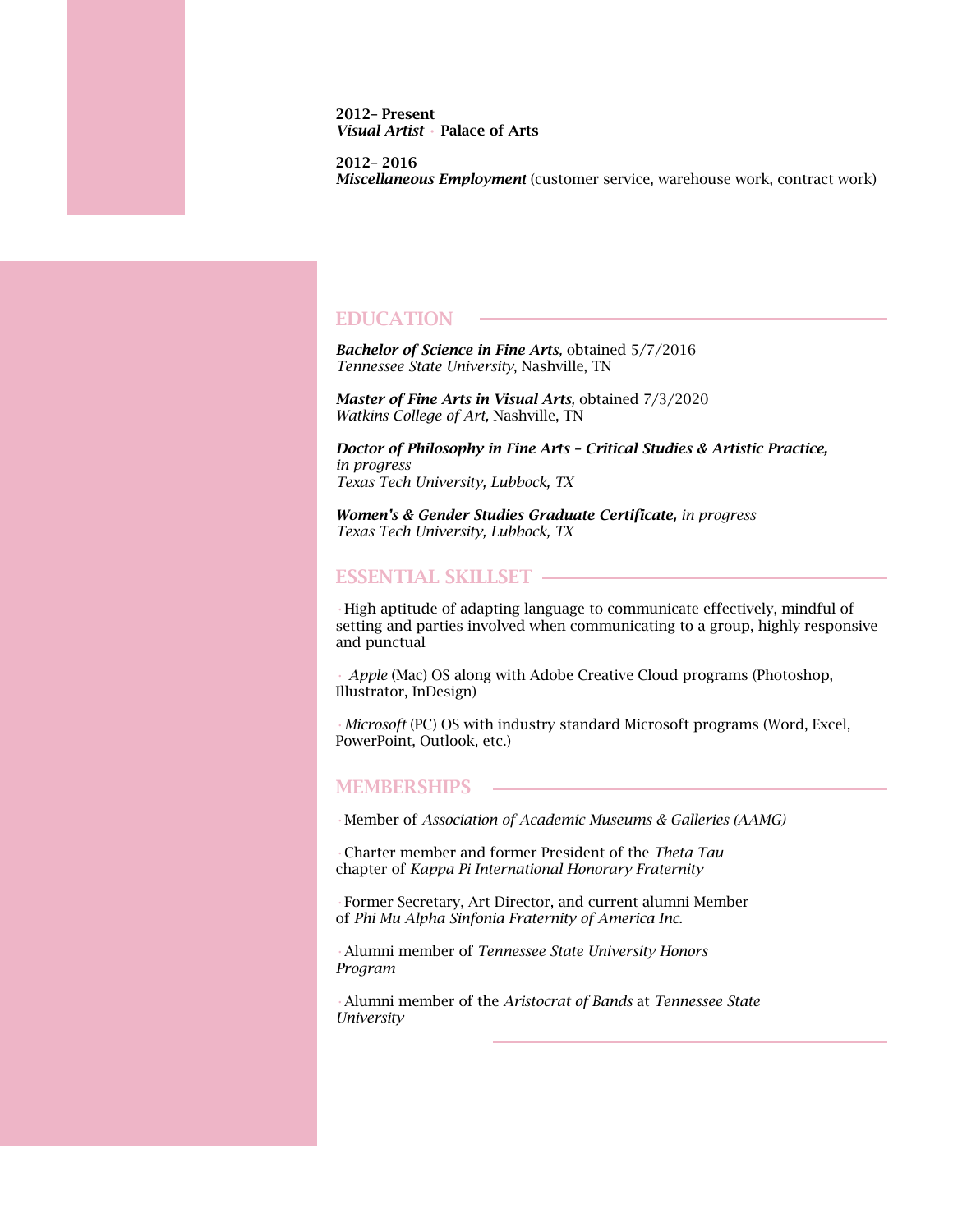**2012– Present**
***Visual Artist*** · **Palace of Arts**

**2012– 2016**
***Miscellaneous Employment*** (customer service, warehouse work, contract work)

## EDUCATION

***Bachelor of Science in Fine Arts,*** obtained 5/7/2016
*Tennessee State University*, Nashville, TN

***Master of Fine Arts in Visual Arts,*** obtained 7/3/2020
*Watkins College of Art,* Nashville, TN

***Doctor of Philosophy in Fine Arts – Critical Studies & Artistic Practice,*** *in progress*
*Texas Tech University, Lubbock, TX*

***Women's & Gender Studies Graduate Certificate,*** *in progress*
*Texas Tech University, Lubbock, TX*

## ESSENTIAL SKILLSET

- High aptitude of adapting language to communicate effectively, mindful of setting and parties involved when communicating to a group, highly responsive and punctual
- *Apple* (Mac) OS along with Adobe Creative Cloud programs (Photoshop, Illustrator, InDesign)
- *Microsoft* (PC) OS with industry standard Microsoft programs (Word, Excel, PowerPoint, Outlook, etc.)

## MEMBERSHIPS

- Member of *Association of Academic Museums & Galleries (AAMG)*
- Charter member and former President of the *Theta Tau* chapter of *Kappa Pi International Honorary Fraternity*
- Former Secretary, Art Director, and current alumni Member of *Phi Mu Alpha Sinfonia Fraternity of America Inc.*
- Alumni member of *Tennessee State University Honors Program*
- Alumni member of the *Aristocrat of Bands* at *Tennessee State University*